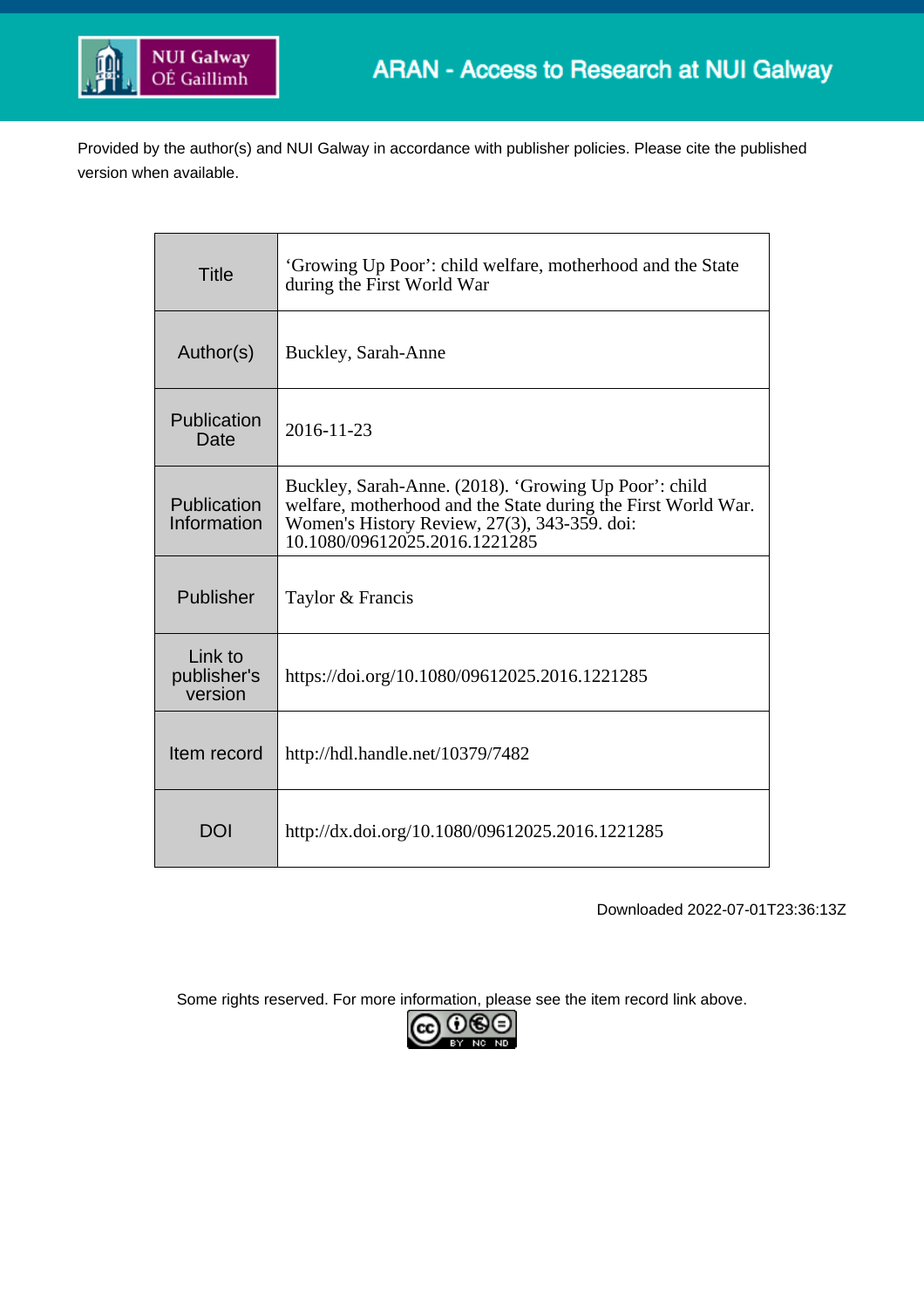Provided by the author(s) and NUI Galway in accordance with publisher policies. Please cite the published version when available.

| | |
|---|---|
| Title | 'Growing Up Poor': child welfare, motherhood and the State during the First World War |
| Author(s) | Buckley, Sarah-Anne |
| Publication Date | 2016-11-23 |
| Publication Information | Buckley, Sarah-Anne. (2018). 'Growing Up Poor': child welfare, motherhood and the State during the First World War. Women's History Review, 27(3), 343-359. doi: 10.1080/09612025.2016.1221285 |
| Publisher | Taylor & Francis |
| Link to publisher's version | https://doi.org/10.1080/09612025.2016.1221285 |
| Item record | http://hdl.handle.net/10379/7482 |
| DOI | http://dx.doi.org/10.1080/09612025.2016.1221285 |

Downloaded 2022-07-01T23:36:13Z

Some rights reserved. For more information, please see the item record link above.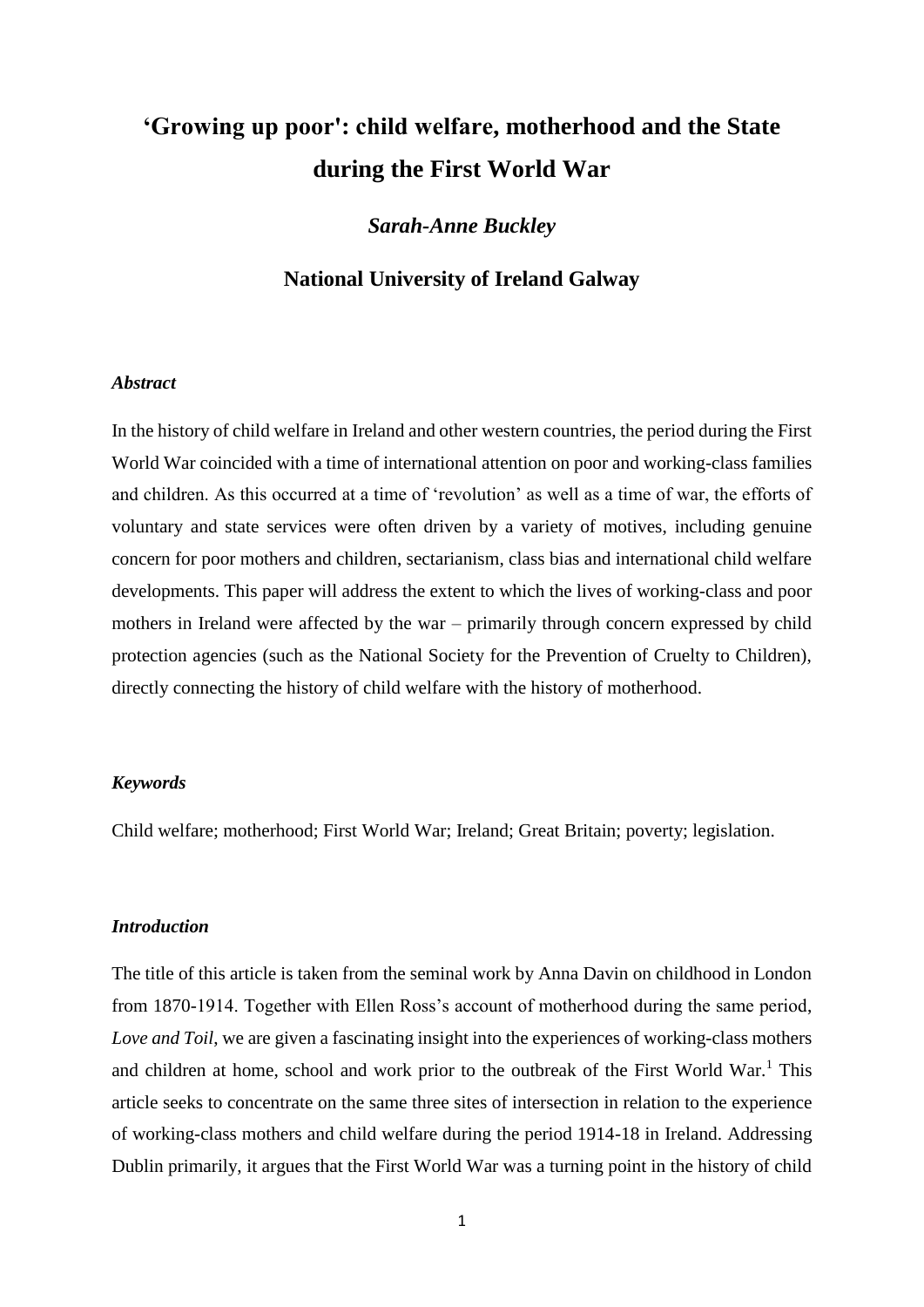# 'Growing up poor': child welfare, motherhood and the State during the First World War

***Sarah-Anne Buckley***

**National University of Ireland Galway**

***Abstract***

In the history of child welfare in Ireland and other western countries, the period during the First World War coincided with a time of international attention on poor and working-class families and children. As this occurred at a time of 'revolution' as well as a time of war, the efforts of voluntary and state services were often driven by a variety of motives, including genuine concern for poor mothers and children, sectarianism, class bias and international child welfare developments. This paper will address the extent to which the lives of working-class and poor mothers in Ireland were affected by the war – primarily through concern expressed by child protection agencies (such as the National Society for the Prevention of Cruelty to Children), directly connecting the history of child welfare with the history of motherhood.

***Keywords***

Child welfare; motherhood; First World War; Ireland; Great Britain; poverty; legislation.

***Introduction***

The title of this article is taken from the seminal work by Anna Davin on childhood in London from 1870-1914. Together with Ellen Ross's account of motherhood during the same period, *Love and Toil*, we are given a fascinating insight into the experiences of working-class mothers and children at home, school and work prior to the outbreak of the First World War.[1] This article seeks to concentrate on the same three sites of intersection in relation to the experience of working-class mothers and child welfare during the period 1914-18 in Ireland. Addressing Dublin primarily, it argues that the First World War was a turning point in the history of child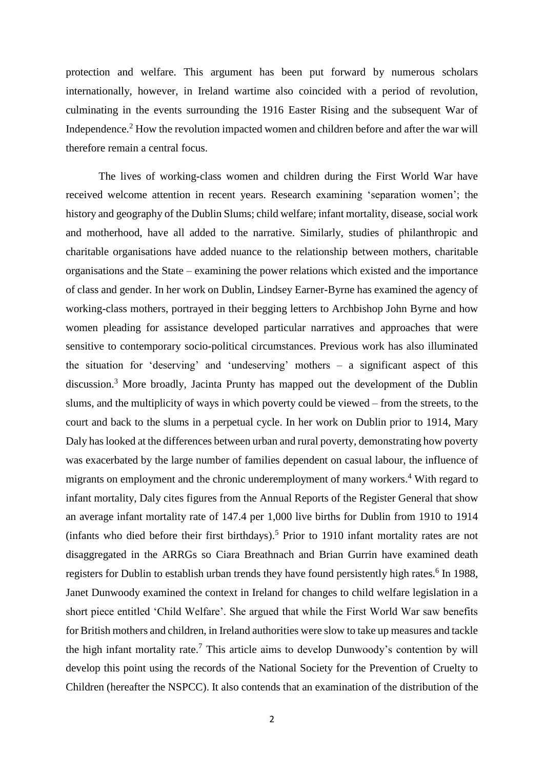protection and welfare. This argument has been put forward by numerous scholars internationally, however, in Ireland wartime also coincided with a period of revolution, culminating in the events surrounding the 1916 Easter Rising and the subsequent War of Independence.[2] How the revolution impacted women and children before and after the war will therefore remain a central focus.

The lives of working-class women and children during the First World War have received welcome attention in recent years. Research examining 'separation women'; the history and geography of the Dublin Slums; child welfare; infant mortality, disease, social work and motherhood, have all added to the narrative. Similarly, studies of philanthropic and charitable organisations have added nuance to the relationship between mothers, charitable organisations and the State – examining the power relations which existed and the importance of class and gender. In her work on Dublin, Lindsey Earner-Byrne has examined the agency of working-class mothers, portrayed in their begging letters to Archbishop John Byrne and how women pleading for assistance developed particular narratives and approaches that were sensitive to contemporary socio-political circumstances. Previous work has also illuminated the situation for 'deserving' and 'undeserving' mothers – a significant aspect of this discussion.[3] More broadly, Jacinta Prunty has mapped out the development of the Dublin slums, and the multiplicity of ways in which poverty could be viewed – from the streets, to the court and back to the slums in a perpetual cycle. In her work on Dublin prior to 1914, Mary Daly has looked at the differences between urban and rural poverty, demonstrating how poverty was exacerbated by the large number of families dependent on casual labour, the influence of migrants on employment and the chronic underemployment of many workers.[4] With regard to infant mortality, Daly cites figures from the Annual Reports of the Register General that show an average infant mortality rate of 147.4 per 1,000 live births for Dublin from 1910 to 1914 (infants who died before their first birthdays).[5] Prior to 1910 infant mortality rates are not disaggregated in the ARRGs so Ciara Breathnach and Brian Gurrin have examined death registers for Dublin to establish urban trends they have found persistently high rates.[6] In 1988, Janet Dunwoody examined the context in Ireland for changes to child welfare legislation in a short piece entitled 'Child Welfare'. She argued that while the First World War saw benefits for British mothers and children, in Ireland authorities were slow to take up measures and tackle the high infant mortality rate.[7] This article aims to develop Dunwoody's contention by will develop this point using the records of the National Society for the Prevention of Cruelty to Children (hereafter the NSPCC). It also contends that an examination of the distribution of the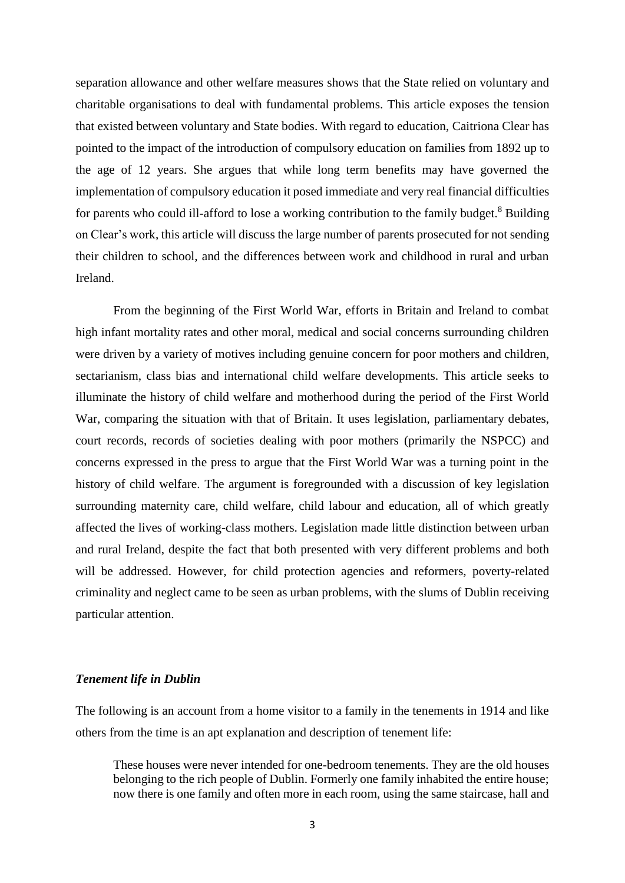separation allowance and other welfare measures shows that the State relied on voluntary and charitable organisations to deal with fundamental problems. This article exposes the tension that existed between voluntary and State bodies. With regard to education, Caitriona Clear has pointed to the impact of the introduction of compulsory education on families from 1892 up to the age of 12 years. She argues that while long term benefits may have governed the implementation of compulsory education it posed immediate and very real financial difficulties for parents who could ill-afford to lose a working contribution to the family budget.[8] Building on Clear's work, this article will discuss the large number of parents prosecuted for not sending their children to school, and the differences between work and childhood in rural and urban Ireland.

From the beginning of the First World War, efforts in Britain and Ireland to combat high infant mortality rates and other moral, medical and social concerns surrounding children were driven by a variety of motives including genuine concern for poor mothers and children, sectarianism, class bias and international child welfare developments. This article seeks to illuminate the history of child welfare and motherhood during the period of the First World War, comparing the situation with that of Britain. It uses legislation, parliamentary debates, court records, records of societies dealing with poor mothers (primarily the NSPCC) and concerns expressed in the press to argue that the First World War was a turning point in the history of child welfare. The argument is foregrounded with a discussion of key legislation surrounding maternity care, child welfare, child labour and education, all of which greatly affected the lives of working-class mothers. Legislation made little distinction between urban and rural Ireland, despite the fact that both presented with very different problems and both will be addressed. However, for child protection agencies and reformers, poverty-related criminality and neglect came to be seen as urban problems, with the slums of Dublin receiving particular attention.

### *Tenement life in Dublin*

The following is an account from a home visitor to a family in the tenements in 1914 and like others from the time is an apt explanation and description of tenement life:

> These houses were never intended for one-bedroom tenements. They are the old houses belonging to the rich people of Dublin. Formerly one family inhabited the entire house; now there is one family and often more in each room, using the same staircase, hall and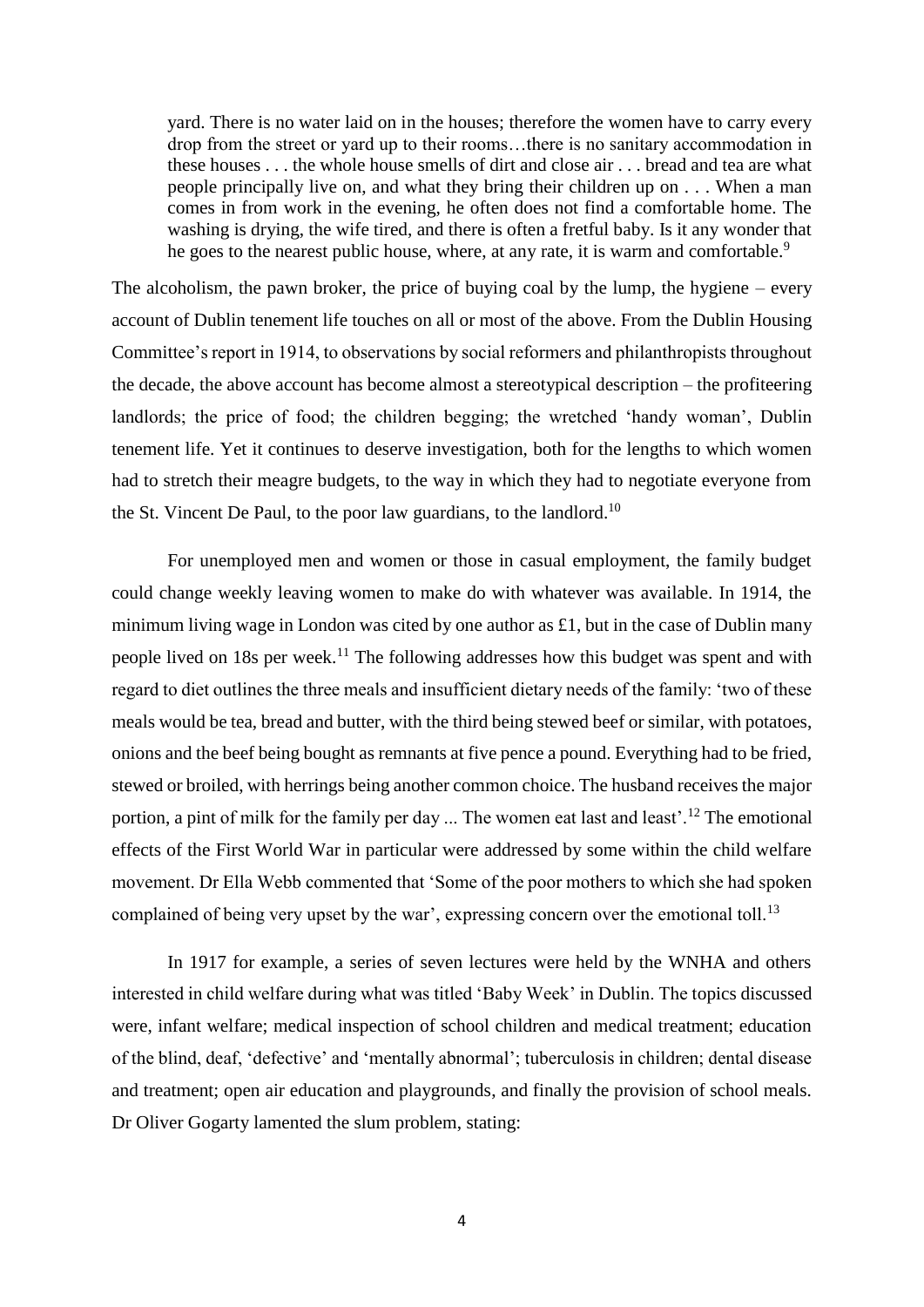> yard. There is no water laid on in the houses; therefore the women have to carry every drop from the street or yard up to their rooms…there is no sanitary accommodation in these houses . . . the whole house smells of dirt and close air . . . bread and tea are what people principally live on, and what they bring their children up on . . . When a man comes in from work in the evening, he often does not find a comfortable home. The washing is drying, the wife tired, and there is often a fretful baby. Is it any wonder that he goes to the nearest public house, where, at any rate, it is warm and comfortable.[9]

The alcoholism, the pawn broker, the price of buying coal by the lump, the hygiene – every account of Dublin tenement life touches on all or most of the above. From the Dublin Housing Committee's report in 1914, to observations by social reformers and philanthropists throughout the decade, the above account has become almost a stereotypical description – the profiteering landlords; the price of food; the children begging; the wretched 'handy woman', Dublin tenement life. Yet it continues to deserve investigation, both for the lengths to which women had to stretch their meagre budgets, to the way in which they had to negotiate everyone from the St. Vincent De Paul, to the poor law guardians, to the landlord.[10]

For unemployed men and women or those in casual employment, the family budget could change weekly leaving women to make do with whatever was available. In 1914, the minimum living wage in London was cited by one author as £1, but in the case of Dublin many people lived on 18s per week.[11] The following addresses how this budget was spent and with regard to diet outlines the three meals and insufficient dietary needs of the family: 'two of these meals would be tea, bread and butter, with the third being stewed beef or similar, with potatoes, onions and the beef being bought as remnants at five pence a pound. Everything had to be fried, stewed or broiled, with herrings being another common choice. The husband receives the major portion, a pint of milk for the family per day ... The women eat last and least'.[12] The emotional effects of the First World War in particular were addressed by some within the child welfare movement. Dr Ella Webb commented that 'Some of the poor mothers to which she had spoken complained of being very upset by the war', expressing concern over the emotional toll.[13]

In 1917 for example, a series of seven lectures were held by the WNHA and others interested in child welfare during what was titled 'Baby Week' in Dublin. The topics discussed were, infant welfare; medical inspection of school children and medical treatment; education of the blind, deaf, 'defective' and 'mentally abnormal'; tuberculosis in children; dental disease and treatment; open air education and playgrounds, and finally the provision of school meals. Dr Oliver Gogarty lamented the slum problem, stating: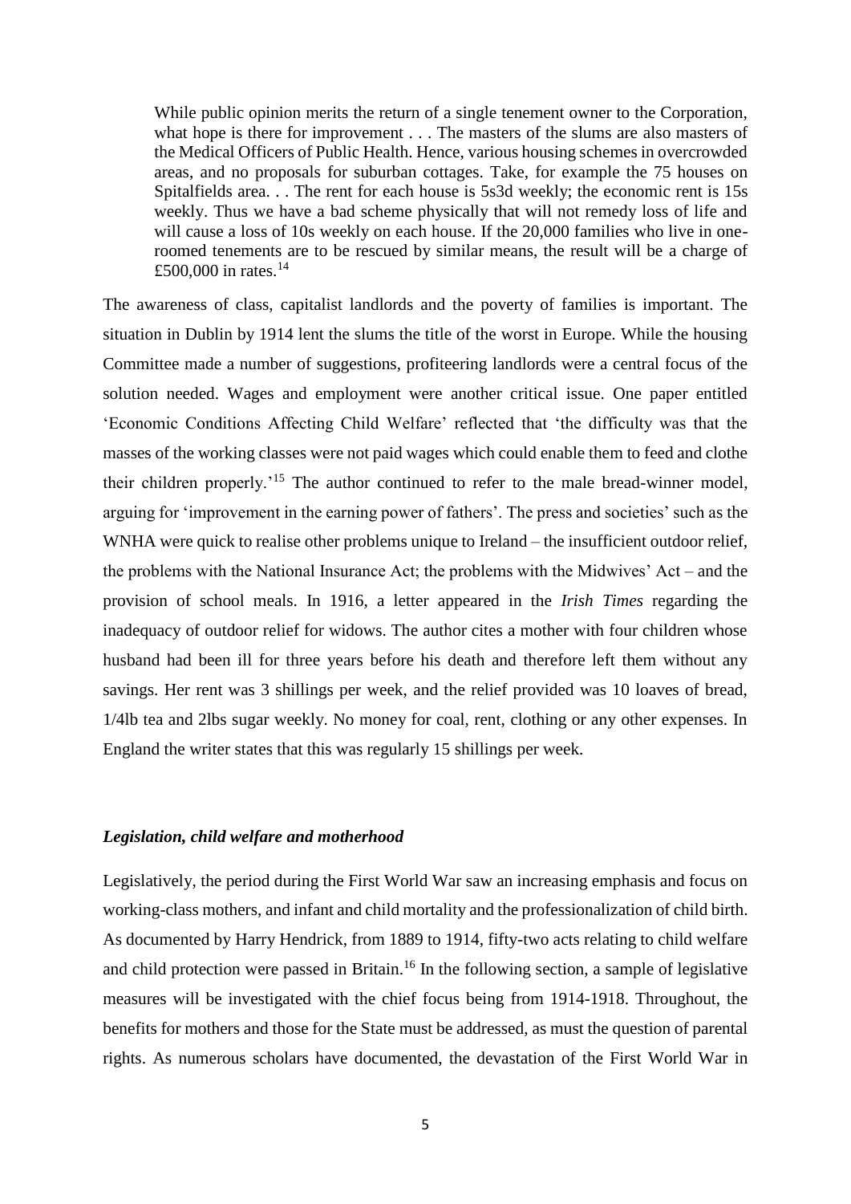> While public opinion merits the return of a single tenement owner to the Corporation, what hope is there for improvement . . . The masters of the slums are also masters of the Medical Officers of Public Health. Hence, various housing schemes in overcrowded areas, and no proposals for suburban cottages. Take, for example the 75 houses on Spitalfields area. . . The rent for each house is 5s3d weekly; the economic rent is 15s weekly. Thus we have a bad scheme physically that will not remedy loss of life and will cause a loss of 10s weekly on each house. If the 20,000 families who live in one-roomed tenements are to be rescued by similar means, the result will be a charge of £500,000 in rates.[14]

The awareness of class, capitalist landlords and the poverty of families is important. The situation in Dublin by 1914 lent the slums the title of the worst in Europe. While the housing Committee made a number of suggestions, profiteering landlords were a central focus of the solution needed. Wages and employment were another critical issue. One paper entitled 'Economic Conditions Affecting Child Welfare' reflected that 'the difficulty was that the masses of the working classes were not paid wages which could enable them to feed and clothe their children properly.'[15] The author continued to refer to the male bread-winner model, arguing for 'improvement in the earning power of fathers'. The press and societies' such as the WNHA were quick to realise other problems unique to Ireland – the insufficient outdoor relief, the problems with the National Insurance Act; the problems with the Midwives' Act – and the provision of school meals. In 1916, a letter appeared in the *Irish Times* regarding the inadequacy of outdoor relief for widows. The author cites a mother with four children whose husband had been ill for three years before his death and therefore left them without any savings. Her rent was 3 shillings per week, and the relief provided was 10 loaves of bread, 1/4lb tea and 2lbs sugar weekly. No money for coal, rent, clothing or any other expenses. In England the writer states that this was regularly 15 shillings per week.

### *Legislation, child welfare and motherhood*

Legislatively, the period during the First World War saw an increasing emphasis and focus on working-class mothers, and infant and child mortality and the professionalization of child birth. As documented by Harry Hendrick, from 1889 to 1914, fifty-two acts relating to child welfare and child protection were passed in Britain.[16] In the following section, a sample of legislative measures will be investigated with the chief focus being from 1914-1918. Throughout, the benefits for mothers and those for the State must be addressed, as must the question of parental rights. As numerous scholars have documented, the devastation of the First World War in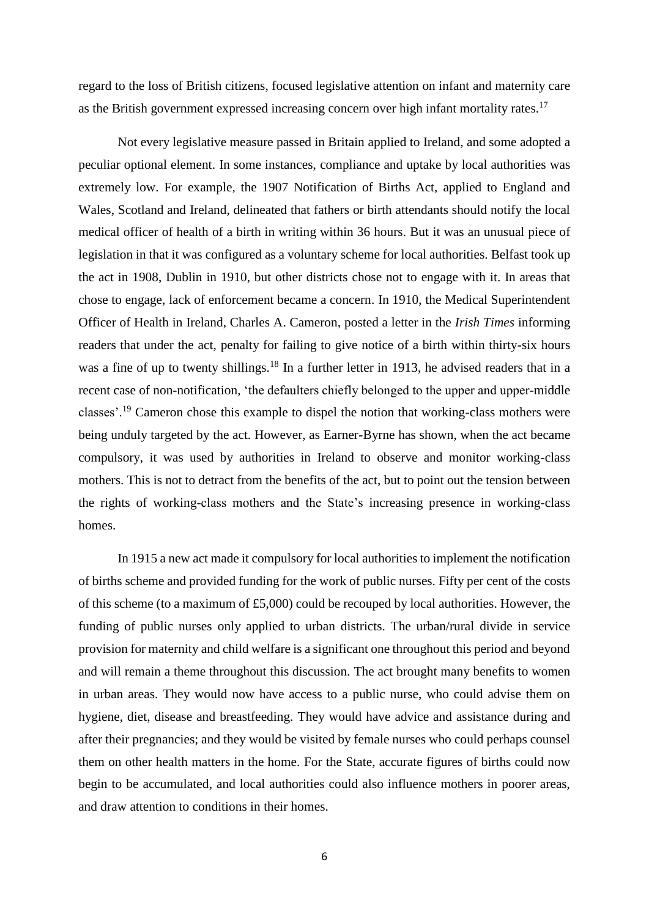regard to the loss of British citizens, focused legislative attention on infant and maternity care as the British government expressed increasing concern over high infant mortality rates.[17]

Not every legislative measure passed in Britain applied to Ireland, and some adopted a peculiar optional element. In some instances, compliance and uptake by local authorities was extremely low. For example, the 1907 Notification of Births Act, applied to England and Wales, Scotland and Ireland, delineated that fathers or birth attendants should notify the local medical officer of health of a birth in writing within 36 hours. But it was an unusual piece of legislation in that it was configured as a voluntary scheme for local authorities. Belfast took up the act in 1908, Dublin in 1910, but other districts chose not to engage with it. In areas that chose to engage, lack of enforcement became a concern. In 1910, the Medical Superintendent Officer of Health in Ireland, Charles A. Cameron, posted a letter in the *Irish Times* informing readers that under the act, penalty for failing to give notice of a birth within thirty-six hours was a fine of up to twenty shillings.[18] In a further letter in 1913, he advised readers that in a recent case of non-notification, 'the defaulters chiefly belonged to the upper and upper-middle classes'.[19] Cameron chose this example to dispel the notion that working-class mothers were being unduly targeted by the act. However, as Earner-Byrne has shown, when the act became compulsory, it was used by authorities in Ireland to observe and monitor working-class mothers. This is not to detract from the benefits of the act, but to point out the tension between the rights of working-class mothers and the State's increasing presence in working-class homes.

In 1915 a new act made it compulsory for local authorities to implement the notification of births scheme and provided funding for the work of public nurses. Fifty per cent of the costs of this scheme (to a maximum of £5,000) could be recouped by local authorities. However, the funding of public nurses only applied to urban districts. The urban/rural divide in service provision for maternity and child welfare is a significant one throughout this period and beyond and will remain a theme throughout this discussion. The act brought many benefits to women in urban areas. They would now have access to a public nurse, who could advise them on hygiene, diet, disease and breastfeeding. They would have advice and assistance during and after their pregnancies; and they would be visited by female nurses who could perhaps counsel them on other health matters in the home. For the State, accurate figures of births could now begin to be accumulated, and local authorities could also influence mothers in poorer areas, and draw attention to conditions in their homes.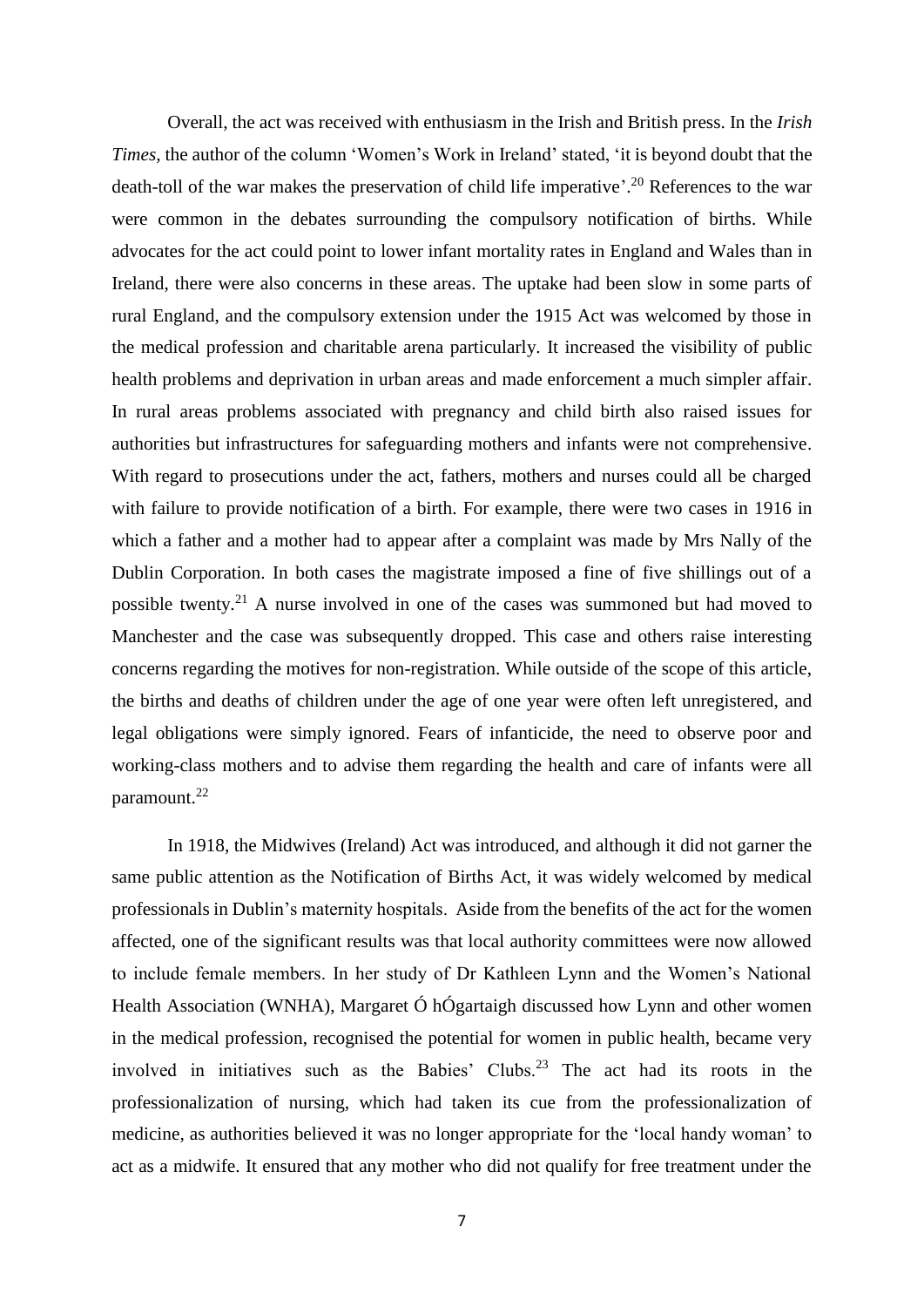Overall, the act was received with enthusiasm in the Irish and British press. In the *Irish Times*, the author of the column 'Women's Work in Ireland' stated, 'it is beyond doubt that the death-toll of the war makes the preservation of child life imperative'.[20] References to the war were common in the debates surrounding the compulsory notification of births. While advocates for the act could point to lower infant mortality rates in England and Wales than in Ireland, there were also concerns in these areas. The uptake had been slow in some parts of rural England, and the compulsory extension under the 1915 Act was welcomed by those in the medical profession and charitable arena particularly. It increased the visibility of public health problems and deprivation in urban areas and made enforcement a much simpler affair. In rural areas problems associated with pregnancy and child birth also raised issues for authorities but infrastructures for safeguarding mothers and infants were not comprehensive. With regard to prosecutions under the act, fathers, mothers and nurses could all be charged with failure to provide notification of a birth. For example, there were two cases in 1916 in which a father and a mother had to appear after a complaint was made by Mrs Nally of the Dublin Corporation. In both cases the magistrate imposed a fine of five shillings out of a possible twenty.[21] A nurse involved in one of the cases was summoned but had moved to Manchester and the case was subsequently dropped. This case and others raise interesting concerns regarding the motives for non-registration. While outside of the scope of this article, the births and deaths of children under the age of one year were often left unregistered, and legal obligations were simply ignored. Fears of infanticide, the need to observe poor and working-class mothers and to advise them regarding the health and care of infants were all paramount.[22]

In 1918, the Midwives (Ireland) Act was introduced, and although it did not garner the same public attention as the Notification of Births Act, it was widely welcomed by medical professionals in Dublin's maternity hospitals. Aside from the benefits of the act for the women affected, one of the significant results was that local authority committees were now allowed to include female members. In her study of Dr Kathleen Lynn and the Women's National Health Association (WNHA), Margaret Ó hÓgartaigh discussed how Lynn and other women in the medical profession, recognised the potential for women in public health, became very involved in initiatives such as the Babies' Clubs.[23] The act had its roots in the professionalization of nursing, which had taken its cue from the professionalization of medicine, as authorities believed it was no longer appropriate for the 'local handy woman' to act as a midwife. It ensured that any mother who did not qualify for free treatment under the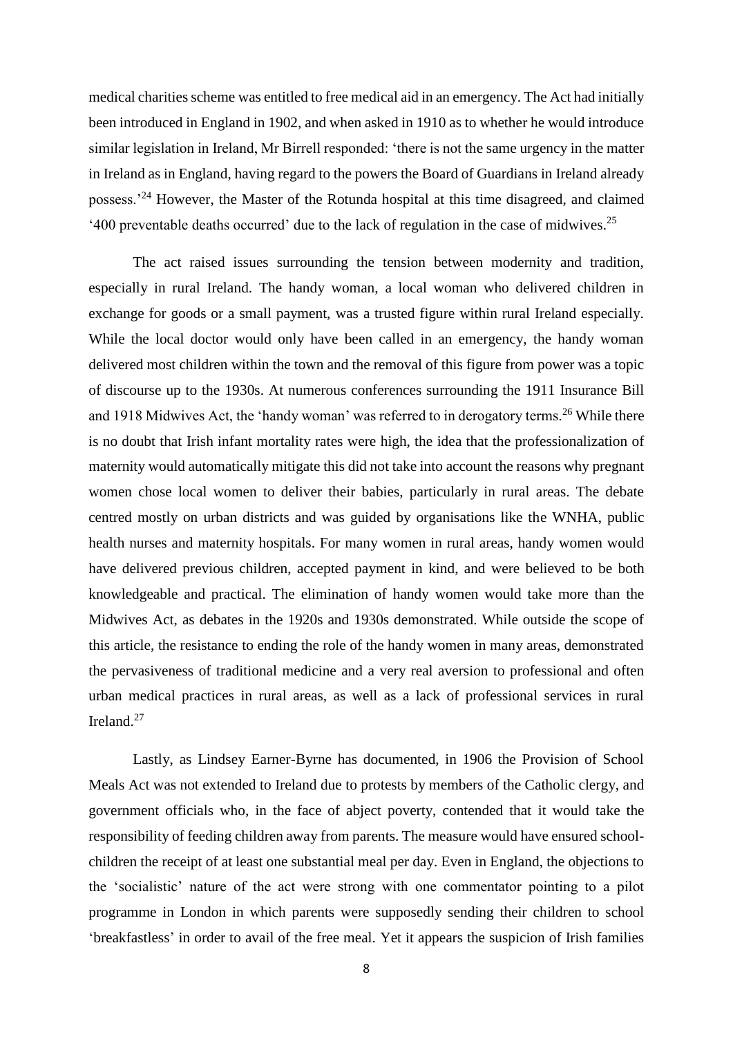medical charities scheme was entitled to free medical aid in an emergency. The Act had initially been introduced in England in 1902, and when asked in 1910 as to whether he would introduce similar legislation in Ireland, Mr Birrell responded: 'there is not the same urgency in the matter in Ireland as in England, having regard to the powers the Board of Guardians in Ireland already possess.'[24] However, the Master of the Rotunda hospital at this time disagreed, and claimed '400 preventable deaths occurred' due to the lack of regulation in the case of midwives.[25]

The act raised issues surrounding the tension between modernity and tradition, especially in rural Ireland. The handy woman, a local woman who delivered children in exchange for goods or a small payment, was a trusted figure within rural Ireland especially. While the local doctor would only have been called in an emergency, the handy woman delivered most children within the town and the removal of this figure from power was a topic of discourse up to the 1930s. At numerous conferences surrounding the 1911 Insurance Bill and 1918 Midwives Act, the 'handy woman' was referred to in derogatory terms.[26] While there is no doubt that Irish infant mortality rates were high, the idea that the professionalization of maternity would automatically mitigate this did not take into account the reasons why pregnant women chose local women to deliver their babies, particularly in rural areas. The debate centred mostly on urban districts and was guided by organisations like the WNHA, public health nurses and maternity hospitals. For many women in rural areas, handy women would have delivered previous children, accepted payment in kind, and were believed to be both knowledgeable and practical. The elimination of handy women would take more than the Midwives Act, as debates in the 1920s and 1930s demonstrated. While outside the scope of this article, the resistance to ending the role of the handy women in many areas, demonstrated the pervasiveness of traditional medicine and a very real aversion to professional and often urban medical practices in rural areas, as well as a lack of professional services in rural Ireland.[27]

Lastly, as Lindsey Earner-Byrne has documented, in 1906 the Provision of School Meals Act was not extended to Ireland due to protests by members of the Catholic clergy, and government officials who, in the face of abject poverty, contended that it would take the responsibility of feeding children away from parents. The measure would have ensured school-children the receipt of at least one substantial meal per day. Even in England, the objections to the 'socialistic' nature of the act were strong with one commentator pointing to a pilot programme in London in which parents were supposedly sending their children to school 'breakfastless' in order to avail of the free meal. Yet it appears the suspicion of Irish families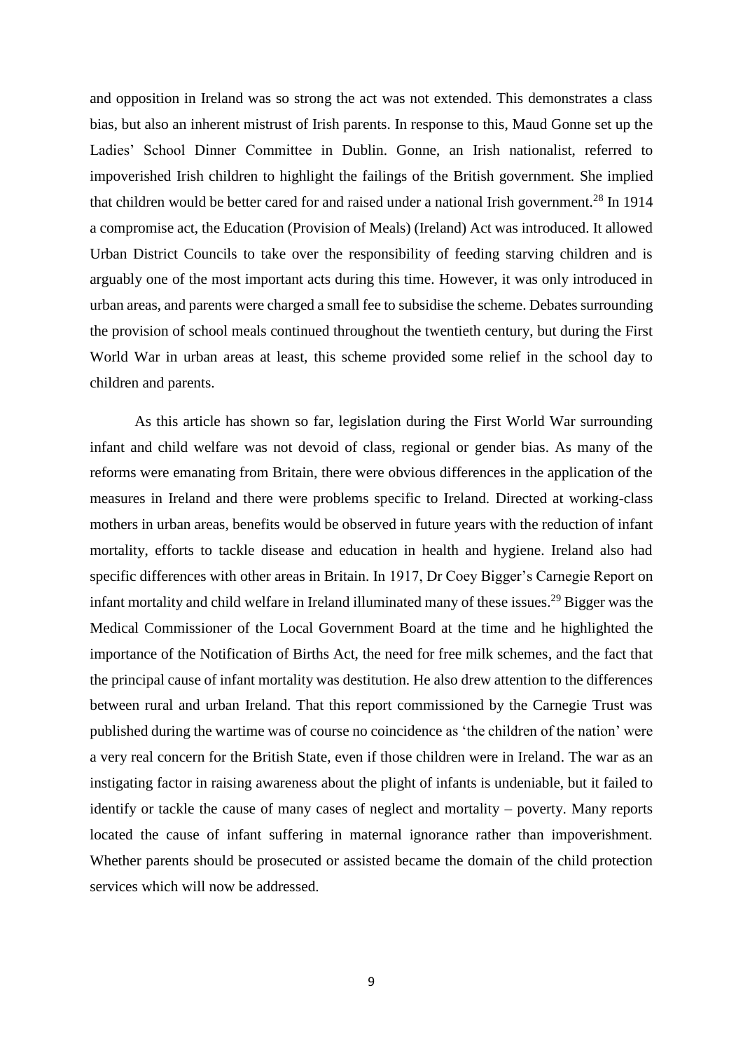and opposition in Ireland was so strong the act was not extended. This demonstrates a class bias, but also an inherent mistrust of Irish parents. In response to this, Maud Gonne set up the Ladies' School Dinner Committee in Dublin. Gonne, an Irish nationalist, referred to impoverished Irish children to highlight the failings of the British government. She implied that children would be better cared for and raised under a national Irish government.[28] In 1914 a compromise act, the Education (Provision of Meals) (Ireland) Act was introduced. It allowed Urban District Councils to take over the responsibility of feeding starving children and is arguably one of the most important acts during this time. However, it was only introduced in urban areas, and parents were charged a small fee to subsidise the scheme. Debates surrounding the provision of school meals continued throughout the twentieth century, but during the First World War in urban areas at least, this scheme provided some relief in the school day to children and parents.

As this article has shown so far, legislation during the First World War surrounding infant and child welfare was not devoid of class, regional or gender bias. As many of the reforms were emanating from Britain, there were obvious differences in the application of the measures in Ireland and there were problems specific to Ireland. Directed at working-class mothers in urban areas, benefits would be observed in future years with the reduction of infant mortality, efforts to tackle disease and education in health and hygiene. Ireland also had specific differences with other areas in Britain. In 1917, Dr Coey Bigger's Carnegie Report on infant mortality and child welfare in Ireland illuminated many of these issues.[29] Bigger was the Medical Commissioner of the Local Government Board at the time and he highlighted the importance of the Notification of Births Act, the need for free milk schemes, and the fact that the principal cause of infant mortality was destitution. He also drew attention to the differences between rural and urban Ireland. That this report commissioned by the Carnegie Trust was published during the wartime was of course no coincidence as 'the children of the nation' were a very real concern for the British State, even if those children were in Ireland. The war as an instigating factor in raising awareness about the plight of infants is undeniable, but it failed to identify or tackle the cause of many cases of neglect and mortality – poverty. Many reports located the cause of infant suffering in maternal ignorance rather than impoverishment. Whether parents should be prosecuted or assisted became the domain of the child protection services which will now be addressed.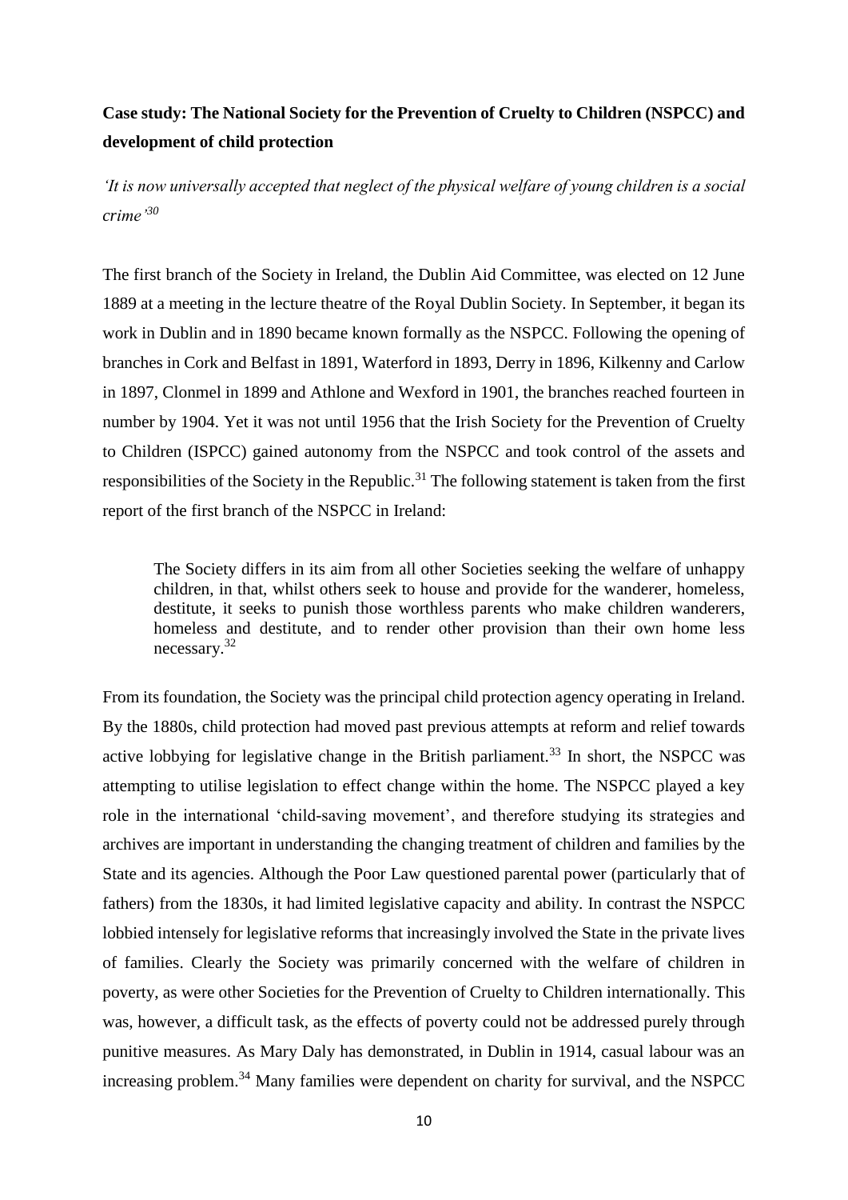**Case study: The National Society for the Prevention of Cruelty to Children (NSPCC) and development of child protection**

*'It is now universally accepted that neglect of the physical welfare of young children is a social crime'*[30]

The first branch of the Society in Ireland, the Dublin Aid Committee, was elected on 12 June 1889 at a meeting in the lecture theatre of the Royal Dublin Society. In September, it began its work in Dublin and in 1890 became known formally as the NSPCC. Following the opening of branches in Cork and Belfast in 1891, Waterford in 1893, Derry in 1896, Kilkenny and Carlow in 1897, Clonmel in 1899 and Athlone and Wexford in 1901, the branches reached fourteen in number by 1904. Yet it was not until 1956 that the Irish Society for the Prevention of Cruelty to Children (ISPCC) gained autonomy from the NSPCC and took control of the assets and responsibilities of the Society in the Republic.[31] The following statement is taken from the first report of the first branch of the NSPCC in Ireland:

> The Society differs in its aim from all other Societies seeking the welfare of unhappy children, in that, whilst others seek to house and provide for the wanderer, homeless, destitute, it seeks to punish those worthless parents who make children wanderers, homeless and destitute, and to render other provision than their own home less necessary.[32]

From its foundation, the Society was the principal child protection agency operating in Ireland. By the 1880s, child protection had moved past previous attempts at reform and relief towards active lobbying for legislative change in the British parliament.[33] In short, the NSPCC was attempting to utilise legislation to effect change within the home. The NSPCC played a key role in the international 'child-saving movement', and therefore studying its strategies and archives are important in understanding the changing treatment of children and families by the State and its agencies. Although the Poor Law questioned parental power (particularly that of fathers) from the 1830s, it had limited legislative capacity and ability. In contrast the NSPCC lobbied intensely for legislative reforms that increasingly involved the State in the private lives of families. Clearly the Society was primarily concerned with the welfare of children in poverty, as were other Societies for the Prevention of Cruelty to Children internationally. This was, however, a difficult task, as the effects of poverty could not be addressed purely through punitive measures. As Mary Daly has demonstrated, in Dublin in 1914, casual labour was an increasing problem.[34] Many families were dependent on charity for survival, and the NSPCC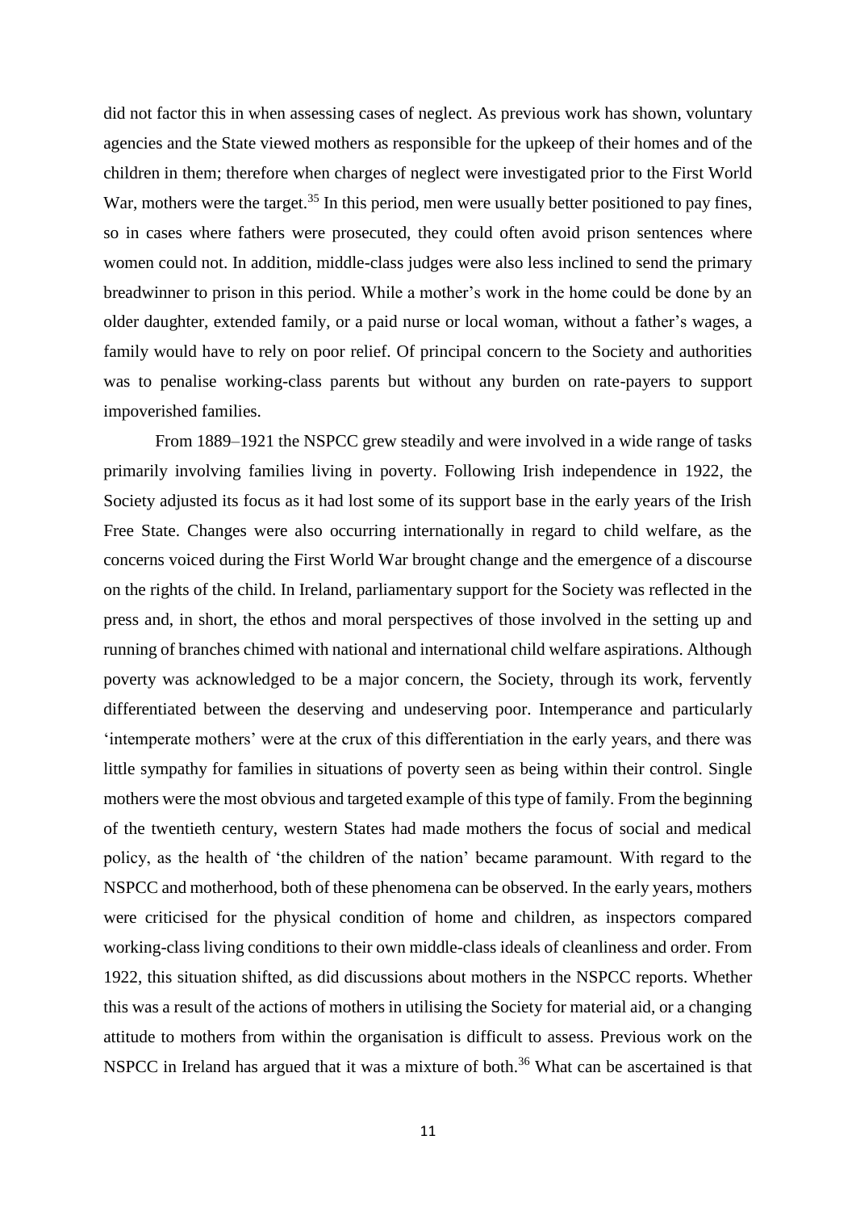did not factor this in when assessing cases of neglect. As previous work has shown, voluntary agencies and the State viewed mothers as responsible for the upkeep of their homes and of the children in them; therefore when charges of neglect were investigated prior to the First World War, mothers were the target.[35] In this period, men were usually better positioned to pay fines, so in cases where fathers were prosecuted, they could often avoid prison sentences where women could not. In addition, middle-class judges were also less inclined to send the primary breadwinner to prison in this period. While a mother's work in the home could be done by an older daughter, extended family, or a paid nurse or local woman, without a father's wages, a family would have to rely on poor relief. Of principal concern to the Society and authorities was to penalise working-class parents but without any burden on rate-payers to support impoverished families.

From 1889–1921 the NSPCC grew steadily and were involved in a wide range of tasks primarily involving families living in poverty. Following Irish independence in 1922, the Society adjusted its focus as it had lost some of its support base in the early years of the Irish Free State. Changes were also occurring internationally in regard to child welfare, as the concerns voiced during the First World War brought change and the emergence of a discourse on the rights of the child. In Ireland, parliamentary support for the Society was reflected in the press and, in short, the ethos and moral perspectives of those involved in the setting up and running of branches chimed with national and international child welfare aspirations. Although poverty was acknowledged to be a major concern, the Society, through its work, fervently differentiated between the deserving and undeserving poor. Intemperance and particularly 'intemperate mothers' were at the crux of this differentiation in the early years, and there was little sympathy for families in situations of poverty seen as being within their control. Single mothers were the most obvious and targeted example of this type of family. From the beginning of the twentieth century, western States had made mothers the focus of social and medical policy, as the health of 'the children of the nation' became paramount. With regard to the NSPCC and motherhood, both of these phenomena can be observed. In the early years, mothers were criticised for the physical condition of home and children, as inspectors compared working-class living conditions to their own middle-class ideals of cleanliness and order. From 1922, this situation shifted, as did discussions about mothers in the NSPCC reports. Whether this was a result of the actions of mothers in utilising the Society for material aid, or a changing attitude to mothers from within the organisation is difficult to assess. Previous work on the NSPCC in Ireland has argued that it was a mixture of both.[36] What can be ascertained is that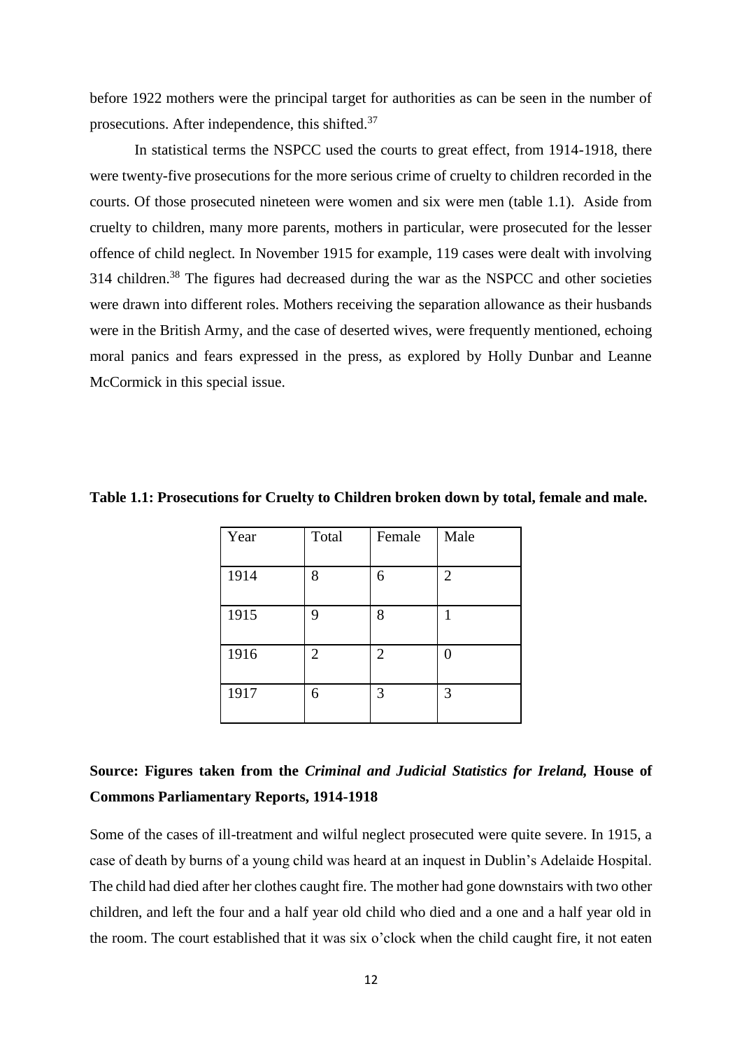before 1922 mothers were the principal target for authorities as can be seen in the number of prosecutions. After independence, this shifted.[37]

In statistical terms the NSPCC used the courts to great effect, from 1914-1918, there were twenty-five prosecutions for the more serious crime of cruelty to children recorded in the courts. Of those prosecuted nineteen were women and six were men (table 1.1). Aside from cruelty to children, many more parents, mothers in particular, were prosecuted for the lesser offence of child neglect. In November 1915 for example, 119 cases were dealt with involving 314 children.[38] The figures had decreased during the war as the NSPCC and other societies were drawn into different roles. Mothers receiving the separation allowance as their husbands were in the British Army, and the case of deserted wives, were frequently mentioned, echoing moral panics and fears expressed in the press, as explored by Holly Dunbar and Leanne McCormick in this special issue.

**Table 1.1: Prosecutions for Cruelty to Children broken down by total, female and male.**

| Year | Total | Female | Male |
|---|---|---|---|
| 1914 | 8 | 6 | 2 |
| 1915 | 9 | 8 | 1 |
| 1916 | 2 | 2 | 0 |
| 1917 | 6 | 3 | 3 |

**Source: Figures taken from the *Criminal and Judicial Statistics for Ireland,* House of Commons Parliamentary Reports, 1914-1918**

Some of the cases of ill-treatment and wilful neglect prosecuted were quite severe. In 1915, a case of death by burns of a young child was heard at an inquest in Dublin's Adelaide Hospital. The child had died after her clothes caught fire. The mother had gone downstairs with two other children, and left the four and a half year old child who died and a one and a half year old in the room. The court established that it was six o'clock when the child caught fire, it not eaten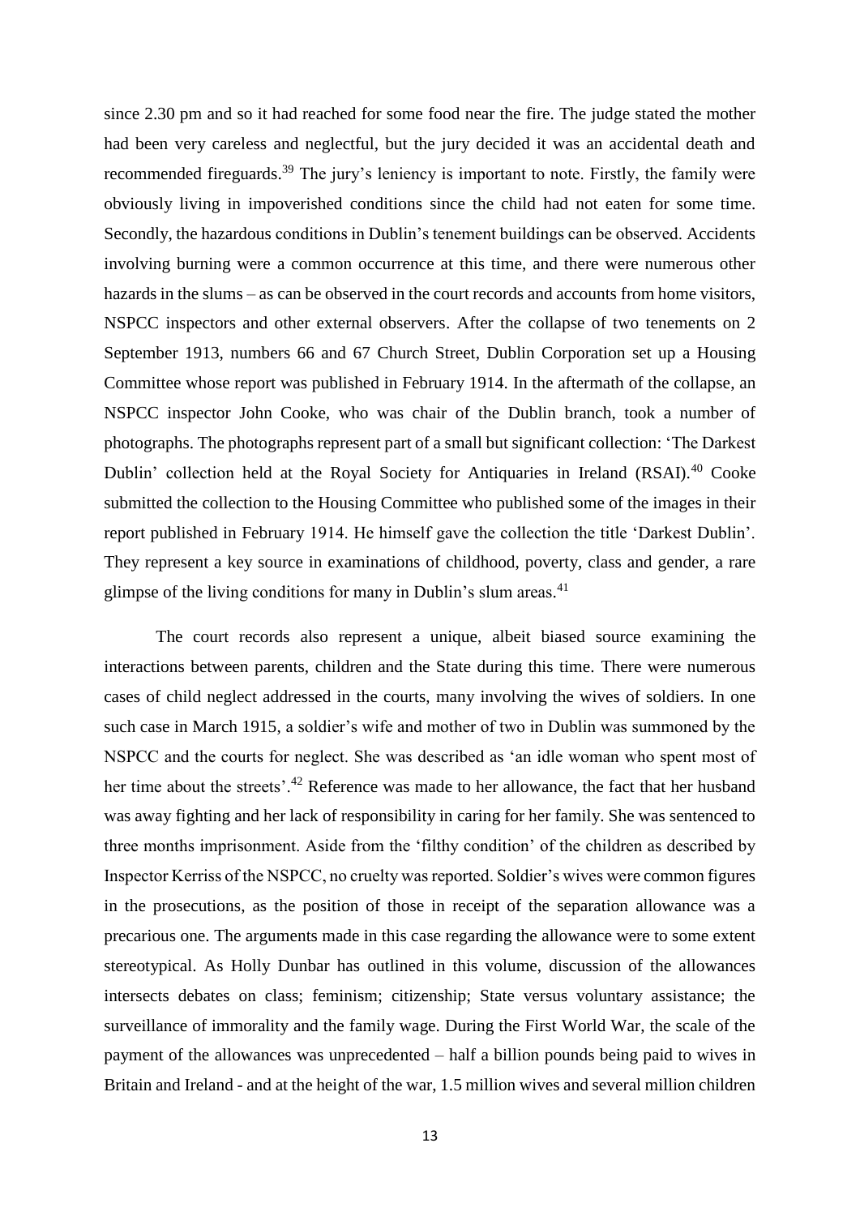since 2.30 pm and so it had reached for some food near the fire. The judge stated the mother had been very careless and neglectful, but the jury decided it was an accidental death and recommended fireguards.[39] The jury's leniency is important to note. Firstly, the family were obviously living in impoverished conditions since the child had not eaten for some time. Secondly, the hazardous conditions in Dublin's tenement buildings can be observed. Accidents involving burning were a common occurrence at this time, and there were numerous other hazards in the slums – as can be observed in the court records and accounts from home visitors, NSPCC inspectors and other external observers. After the collapse of two tenements on 2 September 1913, numbers 66 and 67 Church Street, Dublin Corporation set up a Housing Committee whose report was published in February 1914. In the aftermath of the collapse, an NSPCC inspector John Cooke, who was chair of the Dublin branch, took a number of photographs. The photographs represent part of a small but significant collection: 'The Darkest Dublin' collection held at the Royal Society for Antiquaries in Ireland (RSAI).[40] Cooke submitted the collection to the Housing Committee who published some of the images in their report published in February 1914. He himself gave the collection the title 'Darkest Dublin'. They represent a key source in examinations of childhood, poverty, class and gender, a rare glimpse of the living conditions for many in Dublin's slum areas.[41]

The court records also represent a unique, albeit biased source examining the interactions between parents, children and the State during this time. There were numerous cases of child neglect addressed in the courts, many involving the wives of soldiers. In one such case in March 1915, a soldier's wife and mother of two in Dublin was summoned by the NSPCC and the courts for neglect. She was described as 'an idle woman who spent most of her time about the streets'.[42] Reference was made to her allowance, the fact that her husband was away fighting and her lack of responsibility in caring for her family. She was sentenced to three months imprisonment. Aside from the 'filthy condition' of the children as described by Inspector Kerriss of the NSPCC, no cruelty was reported. Soldier's wives were common figures in the prosecutions, as the position of those in receipt of the separation allowance was a precarious one. The arguments made in this case regarding the allowance were to some extent stereotypical. As Holly Dunbar has outlined in this volume, discussion of the allowances intersects debates on class; feminism; citizenship; State versus voluntary assistance; the surveillance of immorality and the family wage. During the First World War, the scale of the payment of the allowances was unprecedented – half a billion pounds being paid to wives in Britain and Ireland - and at the height of the war, 1.5 million wives and several million children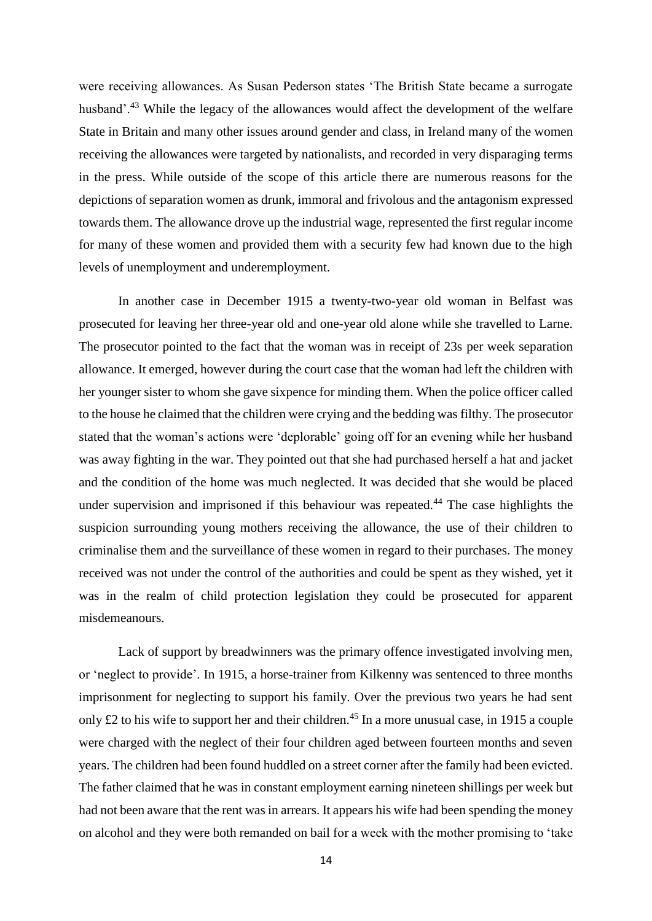were receiving allowances. As Susan Pederson states 'The British State became a surrogate husband'.[43] While the legacy of the allowances would affect the development of the welfare State in Britain and many other issues around gender and class, in Ireland many of the women receiving the allowances were targeted by nationalists, and recorded in very disparaging terms in the press. While outside of the scope of this article there are numerous reasons for the depictions of separation women as drunk, immoral and frivolous and the antagonism expressed towards them. The allowance drove up the industrial wage, represented the first regular income for many of these women and provided them with a security few had known due to the high levels of unemployment and underemployment.

In another case in December 1915 a twenty-two-year old woman in Belfast was prosecuted for leaving her three-year old and one-year old alone while she travelled to Larne. The prosecutor pointed to the fact that the woman was in receipt of 23s per week separation allowance. It emerged, however during the court case that the woman had left the children with her younger sister to whom she gave sixpence for minding them. When the police officer called to the house he claimed that the children were crying and the bedding was filthy. The prosecutor stated that the woman's actions were 'deplorable' going off for an evening while her husband was away fighting in the war. They pointed out that she had purchased herself a hat and jacket and the condition of the home was much neglected. It was decided that she would be placed under supervision and imprisoned if this behaviour was repeated.[44] The case highlights the suspicion surrounding young mothers receiving the allowance, the use of their children to criminalise them and the surveillance of these women in regard to their purchases. The money received was not under the control of the authorities and could be spent as they wished, yet it was in the realm of child protection legislation they could be prosecuted for apparent misdemeanours.

Lack of support by breadwinners was the primary offence investigated involving men, or 'neglect to provide'. In 1915, a horse-trainer from Kilkenny was sentenced to three months imprisonment for neglecting to support his family. Over the previous two years he had sent only £2 to his wife to support her and their children.[45] In a more unusual case, in 1915 a couple were charged with the neglect of their four children aged between fourteen months and seven years. The children had been found huddled on a street corner after the family had been evicted. The father claimed that he was in constant employment earning nineteen shillings per week but had not been aware that the rent was in arrears. It appears his wife had been spending the money on alcohol and they were both remanded on bail for a week with the mother promising to 'take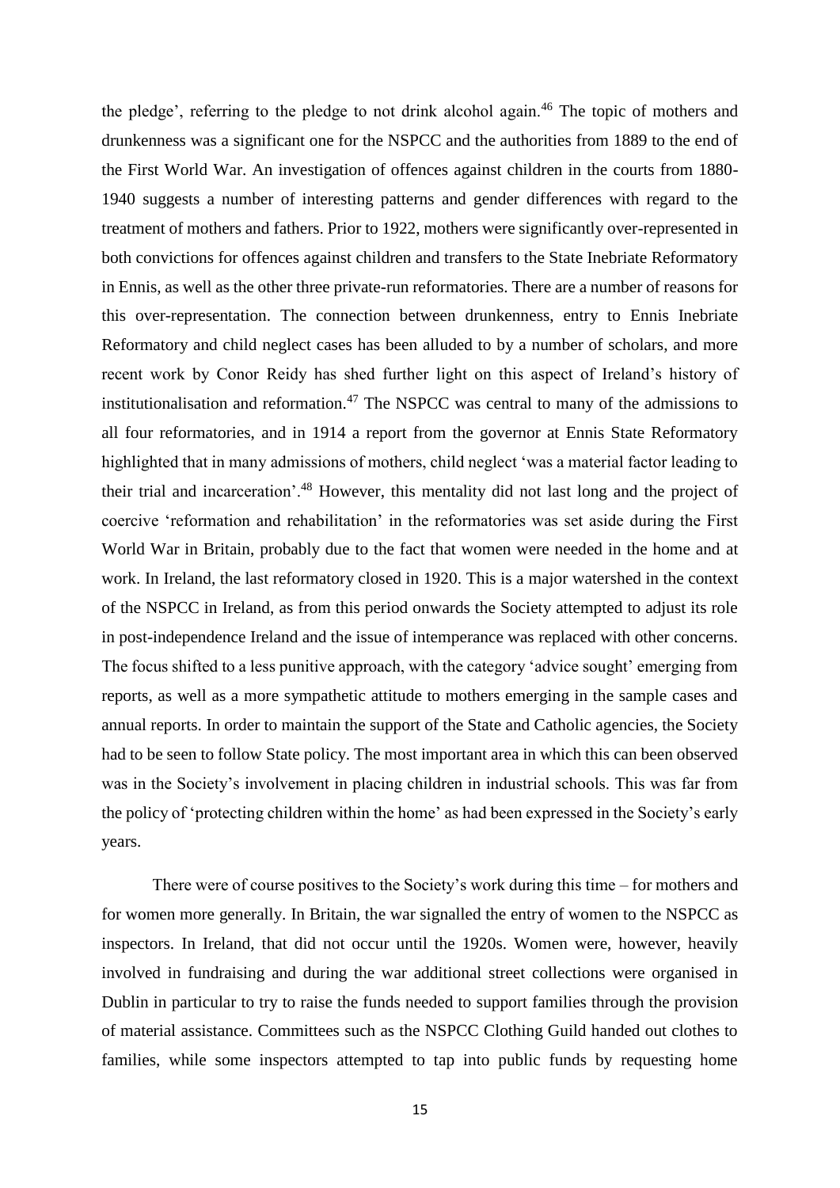the pledge', referring to the pledge to not drink alcohol again.[46] The topic of mothers and drunkenness was a significant one for the NSPCC and the authorities from 1889 to the end of the First World War. An investigation of offences against children in the courts from 1880-1940 suggests a number of interesting patterns and gender differences with regard to the treatment of mothers and fathers. Prior to 1922, mothers were significantly over-represented in both convictions for offences against children and transfers to the State Inebriate Reformatory in Ennis, as well as the other three private-run reformatories. There are a number of reasons for this over-representation. The connection between drunkenness, entry to Ennis Inebriate Reformatory and child neglect cases has been alluded to by a number of scholars, and more recent work by Conor Reidy has shed further light on this aspect of Ireland's history of institutionalisation and reformation.[47] The NSPCC was central to many of the admissions to all four reformatories, and in 1914 a report from the governor at Ennis State Reformatory highlighted that in many admissions of mothers, child neglect 'was a material factor leading to their trial and incarceration'.[48] However, this mentality did not last long and the project of coercive 'reformation and rehabilitation' in the reformatories was set aside during the First World War in Britain, probably due to the fact that women were needed in the home and at work. In Ireland, the last reformatory closed in 1920. This is a major watershed in the context of the NSPCC in Ireland, as from this period onwards the Society attempted to adjust its role in post-independence Ireland and the issue of intemperance was replaced with other concerns. The focus shifted to a less punitive approach, with the category 'advice sought' emerging from reports, as well as a more sympathetic attitude to mothers emerging in the sample cases and annual reports. In order to maintain the support of the State and Catholic agencies, the Society had to be seen to follow State policy. The most important area in which this can been observed was in the Society's involvement in placing children in industrial schools. This was far from the policy of 'protecting children within the home' as had been expressed in the Society's early years.

There were of course positives to the Society's work during this time – for mothers and for women more generally. In Britain, the war signalled the entry of women to the NSPCC as inspectors. In Ireland, that did not occur until the 1920s. Women were, however, heavily involved in fundraising and during the war additional street collections were organised in Dublin in particular to try to raise the funds needed to support families through the provision of material assistance. Committees such as the NSPCC Clothing Guild handed out clothes to families, while some inspectors attempted to tap into public funds by requesting home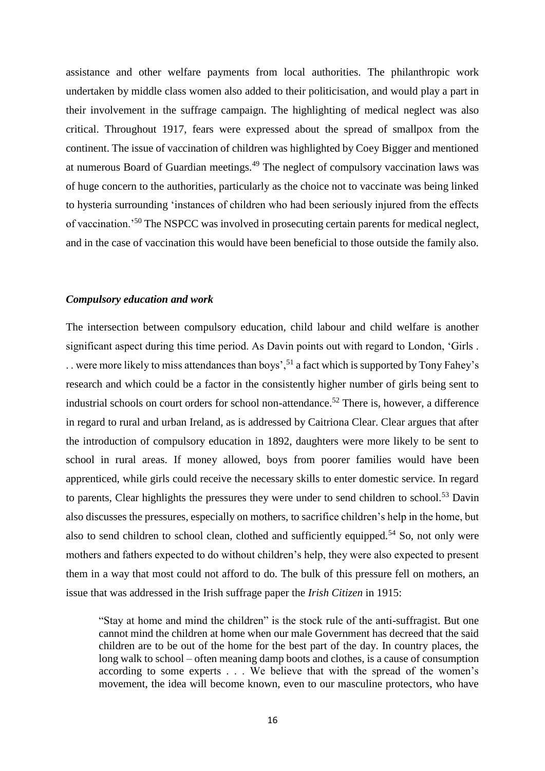assistance and other welfare payments from local authorities. The philanthropic work undertaken by middle class women also added to their politicisation, and would play a part in their involvement in the suffrage campaign. The highlighting of medical neglect was also critical. Throughout 1917, fears were expressed about the spread of smallpox from the continent. The issue of vaccination of children was highlighted by Coey Bigger and mentioned at numerous Board of Guardian meetings.[49] The neglect of compulsory vaccination laws was of huge concern to the authorities, particularly as the choice not to vaccinate was being linked to hysteria surrounding 'instances of children who had been seriously injured from the effects of vaccination.'[50] The NSPCC was involved in prosecuting certain parents for medical neglect, and in the case of vaccination this would have been beneficial to those outside the family also.

### *Compulsory education and work*

The intersection between compulsory education, child labour and child welfare is another significant aspect during this time period. As Davin points out with regard to London, 'Girls . . . were more likely to miss attendances than boys',[51] a fact which is supported by Tony Fahey's research and which could be a factor in the consistently higher number of girls being sent to industrial schools on court orders for school non-attendance.[52] There is, however, a difference in regard to rural and urban Ireland, as is addressed by Caitriona Clear. Clear argues that after the introduction of compulsory education in 1892, daughters were more likely to be sent to school in rural areas. If money allowed, boys from poorer families would have been apprenticed, while girls could receive the necessary skills to enter domestic service. In regard to parents, Clear highlights the pressures they were under to send children to school.[53] Davin also discusses the pressures, especially on mothers, to sacrifice children's help in the home, but also to send children to school clean, clothed and sufficiently equipped.[54] So, not only were mothers and fathers expected to do without children's help, they were also expected to present them in a way that most could not afford to do. The bulk of this pressure fell on mothers, an issue that was addressed in the Irish suffrage paper the *Irish Citizen* in 1915:

> "Stay at home and mind the children" is the stock rule of the anti-suffragist. But one cannot mind the children at home when our male Government has decreed that the said children are to be out of the home for the best part of the day. In country places, the long walk to school – often meaning damp boots and clothes, is a cause of consumption according to some experts . . . We believe that with the spread of the women's movement, the idea will become known, even to our masculine protectors, who have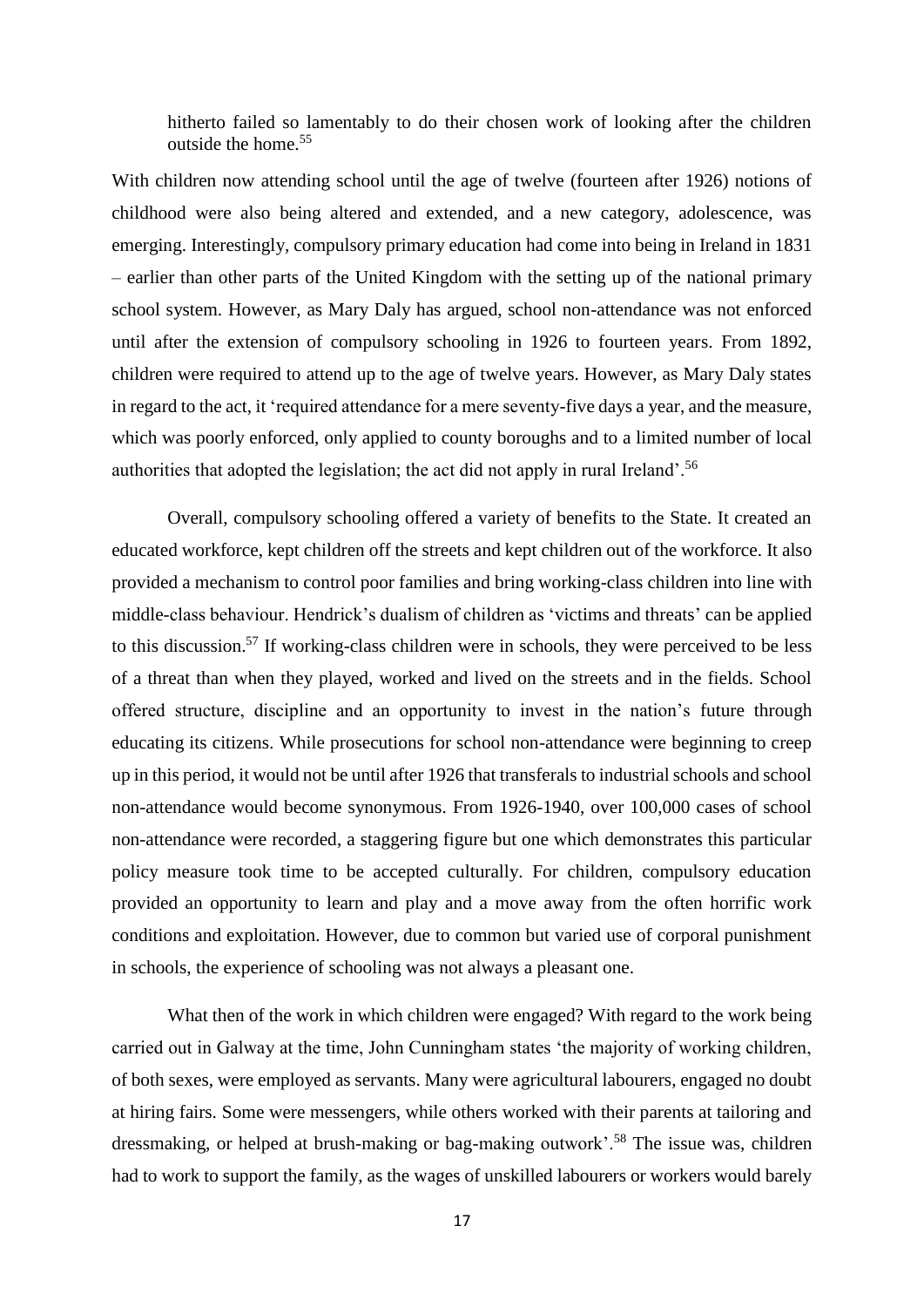hitherto failed so lamentably to do their chosen work of looking after the children outside the home.[55]

With children now attending school until the age of twelve (fourteen after 1926) notions of childhood were also being altered and extended, and a new category, adolescence, was emerging. Interestingly, compulsory primary education had come into being in Ireland in 1831 – earlier than other parts of the United Kingdom with the setting up of the national primary school system. However, as Mary Daly has argued, school non-attendance was not enforced until after the extension of compulsory schooling in 1926 to fourteen years. From 1892, children were required to attend up to the age of twelve years. However, as Mary Daly states in regard to the act, it 'required attendance for a mere seventy-five days a year, and the measure, which was poorly enforced, only applied to county boroughs and to a limited number of local authorities that adopted the legislation; the act did not apply in rural Ireland'.[56]

Overall, compulsory schooling offered a variety of benefits to the State. It created an educated workforce, kept children off the streets and kept children out of the workforce. It also provided a mechanism to control poor families and bring working-class children into line with middle-class behaviour. Hendrick's dualism of children as 'victims and threats' can be applied to this discussion.[57] If working-class children were in schools, they were perceived to be less of a threat than when they played, worked and lived on the streets and in the fields. School offered structure, discipline and an opportunity to invest in the nation's future through educating its citizens. While prosecutions for school non-attendance were beginning to creep up in this period, it would not be until after 1926 that transferals to industrial schools and school non-attendance would become synonymous. From 1926-1940, over 100,000 cases of school non-attendance were recorded, a staggering figure but one which demonstrates this particular policy measure took time to be accepted culturally. For children, compulsory education provided an opportunity to learn and play and a move away from the often horrific work conditions and exploitation. However, due to common but varied use of corporal punishment in schools, the experience of schooling was not always a pleasant one.

What then of the work in which children were engaged? With regard to the work being carried out in Galway at the time, John Cunningham states 'the majority of working children, of both sexes, were employed as servants. Many were agricultural labourers, engaged no doubt at hiring fairs. Some were messengers, while others worked with their parents at tailoring and dressmaking, or helped at brush-making or bag-making outwork'.[58] The issue was, children had to work to support the family, as the wages of unskilled labourers or workers would barely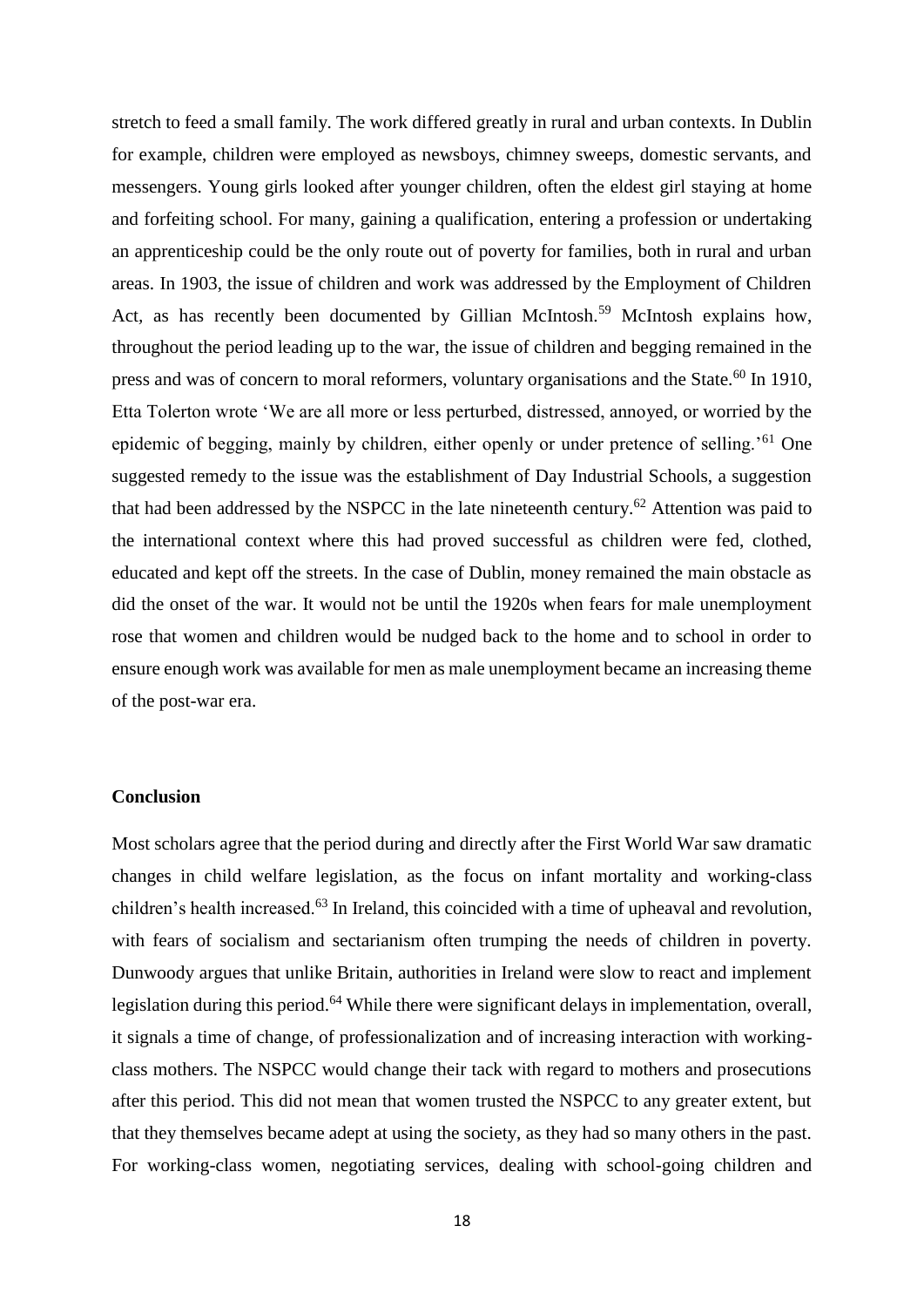stretch to feed a small family. The work differed greatly in rural and urban contexts. In Dublin for example, children were employed as newsboys, chimney sweeps, domestic servants, and messengers. Young girls looked after younger children, often the eldest girl staying at home and forfeiting school. For many, gaining a qualification, entering a profession or undertaking an apprenticeship could be the only route out of poverty for families, both in rural and urban areas. In 1903, the issue of children and work was addressed by the Employment of Children Act, as has recently been documented by Gillian McIntosh.[59] McIntosh explains how, throughout the period leading up to the war, the issue of children and begging remained in the press and was of concern to moral reformers, voluntary organisations and the State.[60] In 1910, Etta Tolerton wrote 'We are all more or less perturbed, distressed, annoyed, or worried by the epidemic of begging, mainly by children, either openly or under pretence of selling.'[61] One suggested remedy to the issue was the establishment of Day Industrial Schools, a suggestion that had been addressed by the NSPCC in the late nineteenth century.[62] Attention was paid to the international context where this had proved successful as children were fed, clothed, educated and kept off the streets. In the case of Dublin, money remained the main obstacle as did the onset of the war. It would not be until the 1920s when fears for male unemployment rose that women and children would be nudged back to the home and to school in order to ensure enough work was available for men as male unemployment became an increasing theme of the post-war era.

## Conclusion

Most scholars agree that the period during and directly after the First World War saw dramatic changes in child welfare legislation, as the focus on infant mortality and working-class children's health increased.[63] In Ireland, this coincided with a time of upheaval and revolution, with fears of socialism and sectarianism often trumping the needs of children in poverty. Dunwoody argues that unlike Britain, authorities in Ireland were slow to react and implement legislation during this period.[64] While there were significant delays in implementation, overall, it signals a time of change, of professionalization and of increasing interaction with working-class mothers. The NSPCC would change their tack with regard to mothers and prosecutions after this period. This did not mean that women trusted the NSPCC to any greater extent, but that they themselves became adept at using the society, as they had so many others in the past. For working-class women, negotiating services, dealing with school-going children and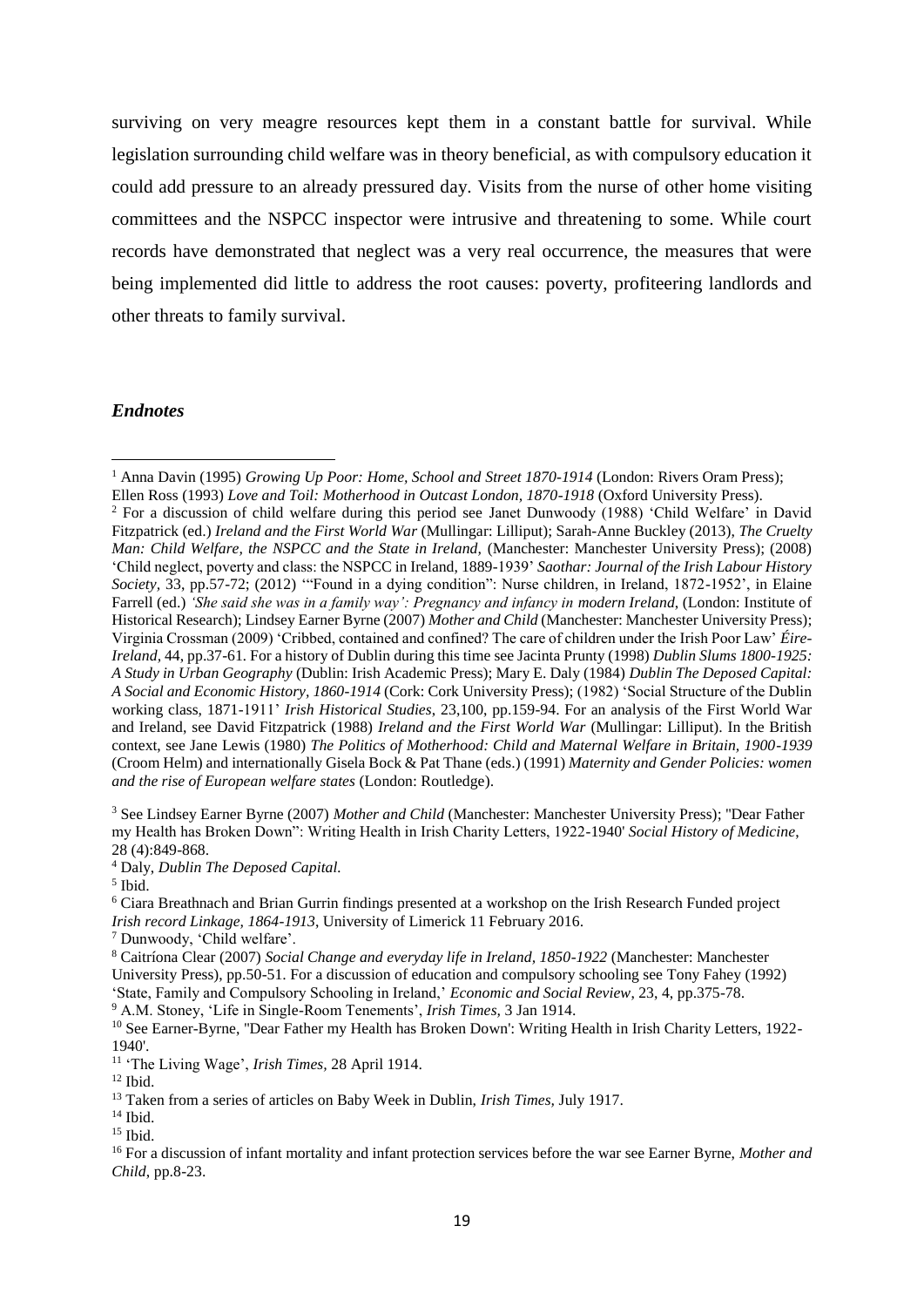surviving on very meagre resources kept them in a constant battle for survival. While legislation surrounding child welfare was in theory beneficial, as with compulsory education it could add pressure to an already pressured day. Visits from the nurse of other home visiting committees and the NSPCC inspector were intrusive and threatening to some. While court records have demonstrated that neglect was a very real occurrence, the measures that were being implemented did little to address the root causes: poverty, profiteering landlords and other threats to family survival.

### *Endnotes*

[1] Anna Davin (1995) *Growing Up Poor: Home, School and Street 1870-1914* (London: Rivers Oram Press); Ellen Ross (1993) *Love and Toil: Motherhood in Outcast London, 1870-1918* (Oxford University Press).

[2] For a discussion of child welfare during this period see Janet Dunwoody (1988) 'Child Welfare' in David Fitzpatrick (ed.) *Ireland and the First World War* (Mullingar: Lilliput); Sarah-Anne Buckley (2013), *The Cruelty Man: Child Welfare, the NSPCC and the State in Ireland,* (Manchester: Manchester University Press); (2008) 'Child neglect, poverty and class: the NSPCC in Ireland, 1889-1939' *Saothar: Journal of the Irish Labour History Society,* 33, pp.57-72; (2012) '"Found in a dying condition": Nurse children, in Ireland, 1872-1952', in Elaine Farrell (ed.) *'She said she was in a family way': Pregnancy and infancy in modern Ireland*, (London: Institute of Historical Research); Lindsey Earner Byrne (2007) *Mother and Child* (Manchester: Manchester University Press); Virginia Crossman (2009) 'Cribbed, contained and confined? The care of children under the Irish Poor Law' *Éire-Ireland*, 44, pp.37-61. For a history of Dublin during this time see Jacinta Prunty (1998) *Dublin Slums 1800-1925: A Study in Urban Geography* (Dublin: Irish Academic Press); Mary E. Daly (1984) *Dublin The Deposed Capital: A Social and Economic History, 1860-1914* (Cork: Cork University Press); (1982) 'Social Structure of the Dublin working class, 1871-1911' *Irish Historical Studies*, 23,100, pp.159-94. For an analysis of the First World War and Ireland, see David Fitzpatrick (1988) *Ireland and the First World War* (Mullingar: Lilliput). In the British context, see Jane Lewis (1980) *The Politics of Motherhood: Child and Maternal Welfare in Britain, 1900-1939* (Croom Helm) and internationally Gisela Bock & Pat Thane (eds.) (1991) *Maternity and Gender Policies: women and the rise of European welfare states* (London: Routledge).

[3] See Lindsey Earner Byrne (2007) *Mother and Child* (Manchester: Manchester University Press); "Dear Father my Health has Broken Down": Writing Health in Irish Charity Letters, 1922-1940' *Social History of Medicine*, 28 (4):849-868.

[4] Daly, *Dublin The Deposed Capital.*

[5] Ibid.

[6] Ciara Breathnach and Brian Gurrin findings presented at a workshop on the Irish Research Funded project *Irish record Linkage, 1864-1913*, University of Limerick 11 February 2016.

[7] Dunwoody, 'Child welfare'.

[8] Caitríona Clear (2007) *Social Change and everyday life in Ireland, 1850-1922* (Manchester: Manchester University Press), pp.50-51. For a discussion of education and compulsory schooling see Tony Fahey (1992) 'State, Family and Compulsory Schooling in Ireland,' *Economic and Social Review*, 23, 4, pp.375-78.

[9] A.M. Stoney, 'Life in Single-Room Tenements', *Irish Times,* 3 Jan 1914.

[10] See Earner-Byrne, "Dear Father my Health has Broken Down': Writing Health in Irish Charity Letters, 1922-1940'.

[11] 'The Living Wage', *Irish Times,* 28 April 1914.

[12] Ibid.

[13] Taken from a series of articles on Baby Week in Dublin, *Irish Times*, July 1917.

[14] Ibid.

[15] Ibid.

[16] For a discussion of infant mortality and infant protection services before the war see Earner Byrne, *Mother and Child*, pp.8-23.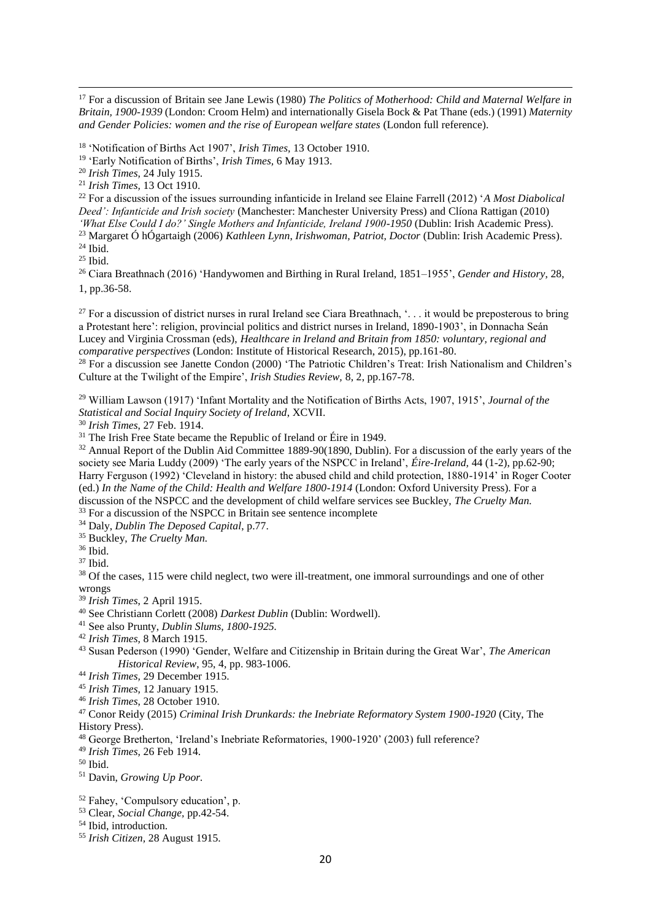[17] For a discussion of Britain see Jane Lewis (1980) *The Politics of Motherhood: Child and Maternal Welfare in Britain, 1900-1939* (London: Croom Helm) and internationally Gisela Bock & Pat Thane (eds.) (1991) *Maternity and Gender Policies: women and the rise of European welfare states* (London full reference).

[18] 'Notification of Births Act 1907', *Irish Times*, 13 October 1910.

[19] 'Early Notification of Births', *Irish Times*, 6 May 1913.

[20] *Irish Times,* 24 July 1915.

[21] *Irish Times*, 13 Oct 1910.

[22] For a discussion of the issues surrounding infanticide in Ireland see Elaine Farrell (2012) '*A Most Diabolical Deed': Infanticide and Irish society* (Manchester: Manchester University Press) and Clíona Rattigan (2010) *'What Else Could I do?' Single Mothers and Infanticide, Ireland 1900-1950* (Dublin: Irish Academic Press).

[23] Margaret Ó hÓgartaigh (2006) *Kathleen Lynn, Irishwoman, Patriot, Doctor* (Dublin: Irish Academic Press).

[24] Ibid.

[25] Ibid.

[26] Ciara Breathnach (2016) 'Handywomen and Birthing in Rural Ireland, 1851–1955', *Gender and History*, 28, 1, pp.36-58.

[27] For a discussion of district nurses in rural Ireland see Ciara Breathnach, '. . . it would be preposterous to bring a Protestant here': religion, provincial politics and district nurses in Ireland, 1890-1903', in Donnacha Seán Lucey and Virginia Crossman (eds), *Healthcare in Ireland and Britain from 1850: voluntary, regional and comparative perspectives* (London: Institute of Historical Research, 2015), pp.161-80.

[28] For a discussion see Janette Condon (2000) 'The Patriotic Children's Treat: Irish Nationalism and Children's Culture at the Twilight of the Empire', *Irish Studies Review,* 8, 2, pp.167-78.

[29] William Lawson (1917) 'Infant Mortality and the Notification of Births Acts, 1907, 1915', *Journal of the Statistical and Social Inquiry Society of Ireland*, XCVII.

[30] *Irish Times*, 27 Feb. 1914.

[31] The Irish Free State became the Republic of Ireland or Éire in 1949.

[32] Annual Report of the Dublin Aid Committee 1889-90(1890, Dublin). For a discussion of the early years of the society see Maria Luddy (2009) 'The early years of the NSPCC in Ireland', *Éire-Ireland,* 44 (1-2), pp.62-90; Harry Ferguson (1992) 'Cleveland in history: the abused child and child protection, 1880-1914' in Roger Cooter (ed.) *In the Name of the Child: Health and Welfare 1800-1914* (London: Oxford University Press). For a discussion of the NSPCC and the development of child welfare services see Buckley, *The Cruelty Man.*

[33] For a discussion of the NSPCC in Britain see sentence incomplete

[34] Daly, *Dublin The Deposed Capital*, p.77.

[35] Buckley, *The Cruelty Man.*

[36] Ibid.

[37] Ibid.

[38] Of the cases, 115 were child neglect, two were ill-treatment, one immoral surroundings and one of other wrongs

[39] *Irish Times,* 2 April 1915.

[40] See Christiann Corlett (2008) *Darkest Dublin* (Dublin: Wordwell).

[41] See also Prunty, *Dublin Slums, 1800-1925.*

[42] *Irish Times,* 8 March 1915.

[43] Susan Pederson (1990) 'Gender, Welfare and Citizenship in Britain during the Great War', *The American Historical Review*, 95, 4, pp. 983-1006.

[44] *Irish Times,* 29 December 1915.

[45] *Irish Times,* 12 January 1915.

[46] *Irish Times*, 28 October 1910.

[47] Conor Reidy (2015) *Criminal Irish Drunkards: the Inebriate Reformatory System 1900-1920* (City, The History Press).

[48] George Bretherton, 'Ireland's Inebriate Reformatories, 1900-1920' (2003) full reference?

[49] *Irish Times,* 26 Feb 1914.

[50] Ibid.

[51] Davin, *Growing Up Poor.*

[52] Fahey, 'Compulsory education', p.

[53] Clear, *Social Change,* pp.42-54.

[54] Ibid, introduction.

[55] *Irish Citizen,* 28 August 1915.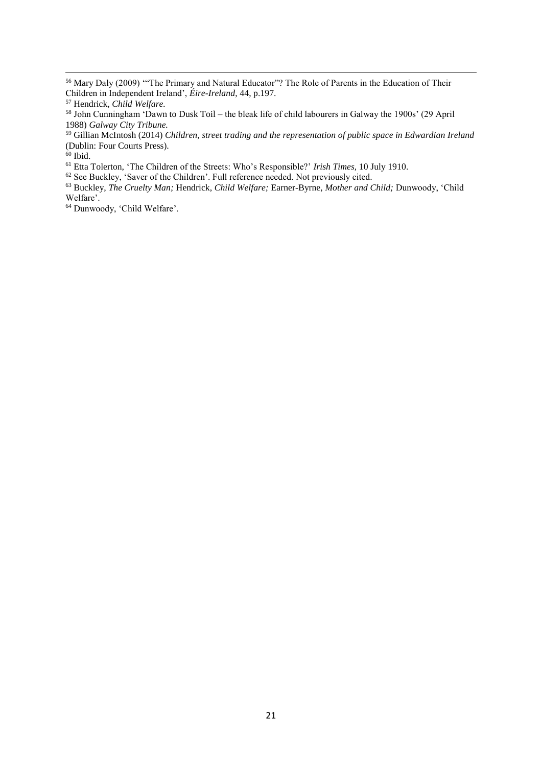[56] Mary Daly (2009) '"The Primary and Natural Educator"? The Role of Parents in the Education of Their Children in Independent Ireland', *Éire-Ireland*, 44, p.197.

[57] Hendrick, *Child Welfare.*

[58] John Cunningham 'Dawn to Dusk Toil – the bleak life of child labourers in Galway the 1900s' (29 April 1988) *Galway City Tribune.*

[59] Gillian McIntosh (2014) *Children, street trading and the representation of public space in Edwardian Ireland* (Dublin: Four Courts Press).

[60] Ibid.

[61] Etta Tolerton, 'The Children of the Streets: Who's Responsible?' *Irish Times,* 10 July 1910.

[62] See Buckley, 'Saver of the Children'. Full reference needed. Not previously cited.

[63] Buckley, *The Cruelty Man;* Hendrick, *Child Welfare;* Earner-Byrne, *Mother and Child;* Dunwoody, 'Child Welfare'.

[64] Dunwoody, 'Child Welfare'.